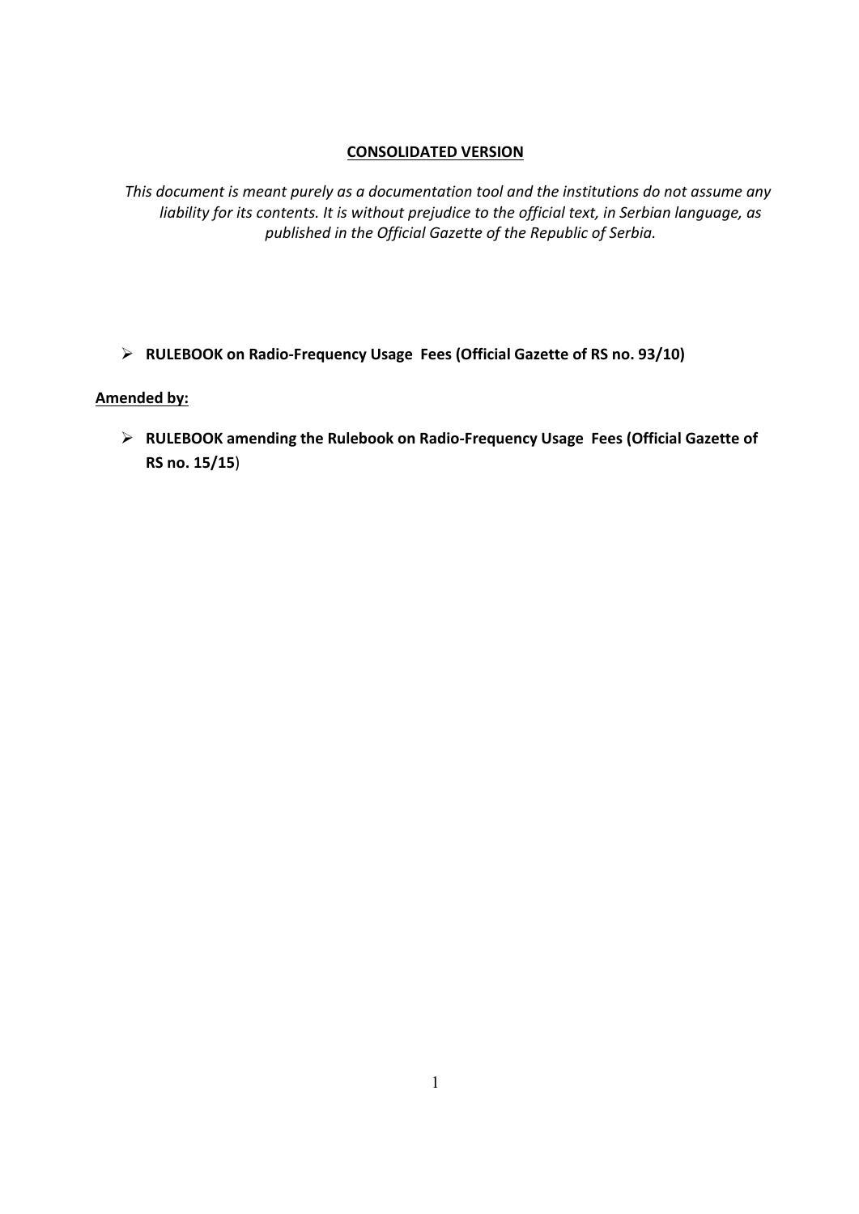**<u>CONSOLIDATED VERSION</u>**

*This document is meant purely as a documentation tool and the institutions do not assume any liability for its contents. It is without prejudice to the official text, in Serbian language, as published in the Official Gazette of the Republic of Serbia.*

- **RULEBOOK on Radio-Frequency Usage Fees (Official Gazette of RS no. 93/10)**

**<u>Amended by:</u>**

- **RULEBOOK amending the Rulebook on Radio-Frequency Usage Fees (Official Gazette of RS no. 15/15**)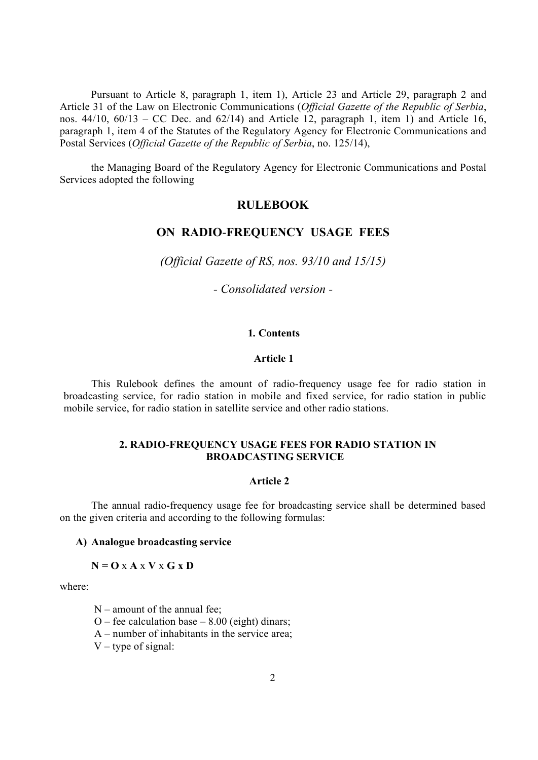Pursuant to Article 8, paragraph 1, item 1), Article 23 and Article 29, paragraph 2 and Article 31 of the Law on Electronic Communications (*Official Gazette of the Republic of Serbia*, nos. 44/10, 60/13 – CC Dec. and 62/14) and Article 12, paragraph 1, item 1) and Article 16, paragraph 1, item 4 of the Statutes of the Regulatory Agency for Electronic Communications and Postal Services (*Official Gazette of the Republic of Serbia*, no. 125/14),

the Managing Board of the Regulatory Agency for Electronic Communications and Postal Services adopted the following

# RULEBOOK

# ON RADIO-FREQUENCY USAGE FEES

*(Official Gazette of RS, nos. 93/10 and 15/15)*

*- Consolidated version -*

### 1. Contents

#### Article 1

This Rulebook defines the amount of radio-frequency usage fee for radio station in broadcasting service, for radio station in mobile and fixed service, for radio station in public mobile service, for radio station in satellite service and other radio stations.

### 2. RADIO-FREQUENCY USAGE FEES FOR RADIO STATION IN BROADCASTING SERVICE

#### Article 2

The annual radio-frequency usage fee for broadcasting service shall be determined based on the given criteria and according to the following formulas:

**A) Analogue broadcasting service**

$$N = O \times A \times V \times G \times D$$

where:

N – amount of the annual fee;
O – fee calculation base – 8.00 (eight) dinars;
A – number of inhabitants in the service area;
V – type of signal: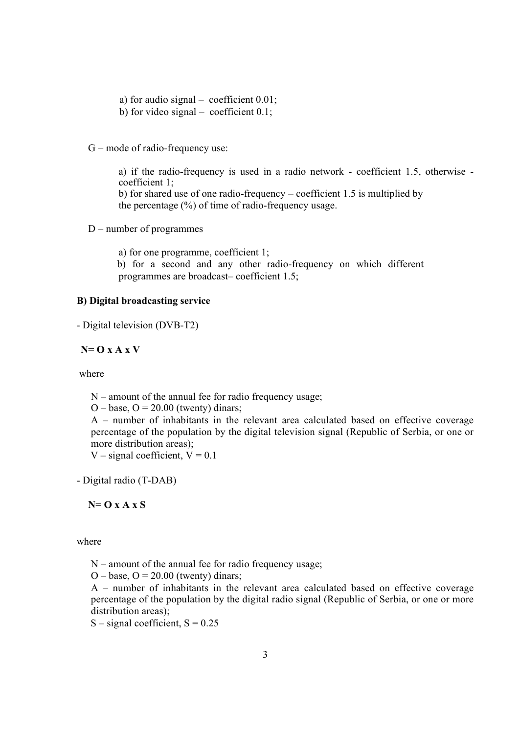a) for audio signal – coefficient 0.01;
b) for video signal – coefficient 0.1;

G – mode of radio-frequency use:

a) if the radio-frequency is used in a radio network - coefficient 1.5, otherwise - coefficient 1;
b) for shared use of one radio-frequency – coefficient 1.5 is multiplied by the percentage (%) of time of radio-frequency usage.

D – number of programmes

a) for one programme, coefficient 1;
b) for a second and any other radio-frequency on which different programmes are broadcast– coefficient 1.5;

**B) Digital broadcasting service**

- Digital television (DVB-T2)

$$N = O \times A \times V$$

where

N – amount of the annual fee for radio frequency usage;
O – base, O = 20.00 (twenty) dinars;
A – number of inhabitants in the relevant area calculated based on effective coverage percentage of the population by the digital television signal (Republic of Serbia, or one or more distribution areas);
V – signal coefficient, V = 0.1

- Digital radio (T-DAB)

$$N = O \times A \times S$$

where

N – amount of the annual fee for radio frequency usage;
O – base, O = 20.00 (twenty) dinars;
A – number of inhabitants in the relevant area calculated based on effective coverage percentage of the population by the digital radio signal (Republic of Serbia, or one or more distribution areas);
S – signal coefficient, S = 0.25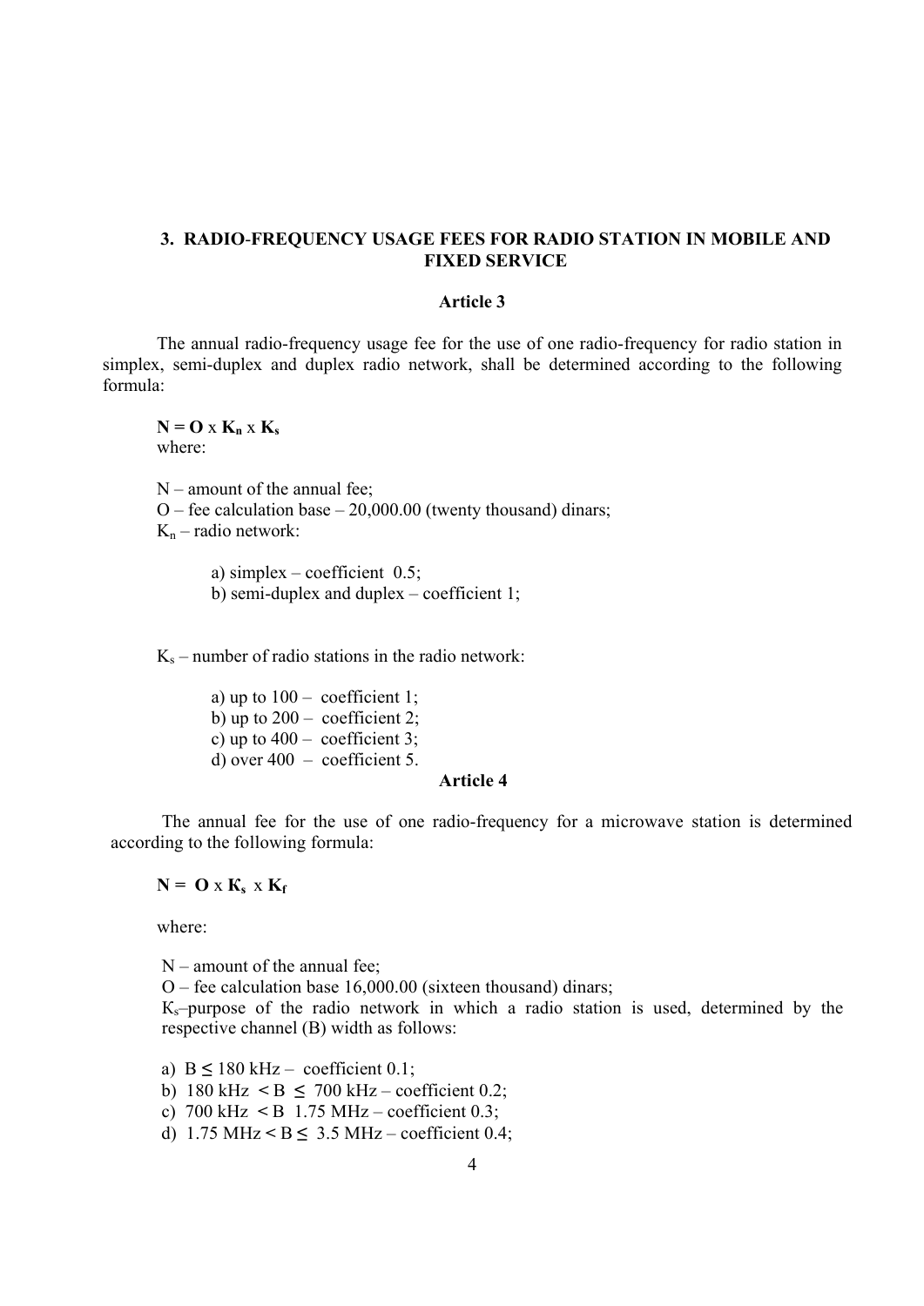## 3. RADIO-FREQUENCY USAGE FEES FOR RADIO STATION IN MOBILE AND FIXED SERVICE

### Article 3

The annual radio-frequency usage fee for the use of one radio-frequency for radio station in simplex, semi-duplex and duplex radio network, shall be determined according to the following formula:

$$\mathbf{N = O \times K_n \times K_s}$$

where:

N – amount of the annual fee;
O – fee calculation base – 20,000.00 (twenty thousand) dinars;
$K_n$ – radio network:

a) simplex – coefficient 0.5;
b) semi-duplex and duplex – coefficient 1;

$K_s$ – number of radio stations in the radio network:

a) up to 100 – coefficient 1;
b) up to 200 – coefficient 2;
c) up to 400 – coefficient 3;
d) over 400 – coefficient 5.

### Article 4

The annual fee for the use of one radio-frequency for a microwave station is determined according to the following formula:

$$\mathbf{N = O \times K_s \times K_f}$$

where:

N – amount of the annual fee;
O – fee calculation base 16,000.00 (sixteen thousand) dinars;
$K_s$–purpose of the radio network in which a radio station is used, determined by the respective channel (B) width as follows:

a) $B \leq 180$ kHz – coefficient 0.1;
b) 180 kHz $< B \leq$ 700 kHz – coefficient 0.2;
c) 700 kHz $< B$ 1.75 MHz – coefficient 0.3;
d) 1.75 MHz $< B \leq$ 3.5 MHz – coefficient 0.4;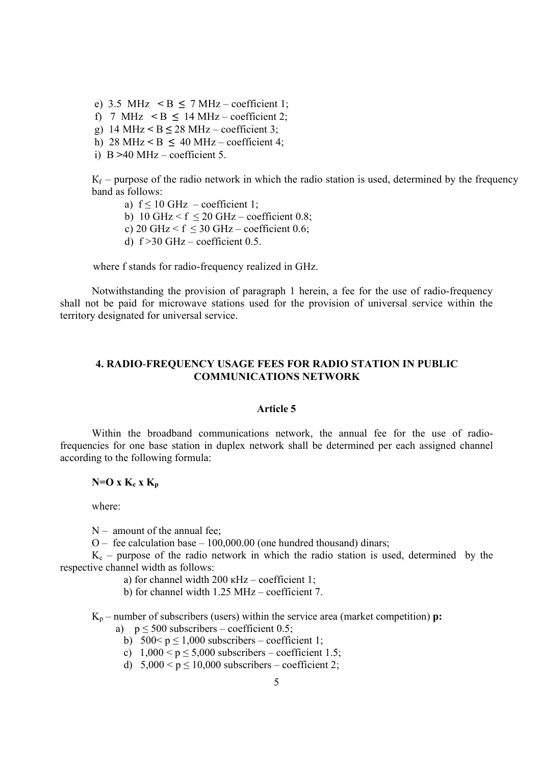e) $3.5 \text{ MHz} < B \leq 7 \text{ MHz}$ – coefficient 1;
f) $7 \text{ MHz} < B \leq 14 \text{ MHz}$ – coefficient 2;
g) $14 \text{ MHz} < B \leq 28 \text{ MHz}$ – coefficient 3;
h) $28 \text{ MHz} < B \leq 40 \text{ MHz}$ – coefficient 4;
i) $B > 40 \text{ MHz}$ – coefficient 5.

$K_f$ – purpose of the radio network in which the radio station is used, determined by the frequency band as follows:

a) $f \leq 10 \text{ GHz}$ – coefficient 1;
b) $10 \text{ GHz} < f \leq 20 \text{ GHz}$ – coefficient 0.8;
c) $20 \text{ GHz} < f \leq 30 \text{ GHz}$ – coefficient 0.6;
d) $f > 30 \text{ GHz}$ – coefficient 0.5.

where f stands for radio-frequency realized in GHz.

Notwithstanding the provision of paragraph 1 herein, a fee for the use of radio-frequency shall not be paid for microwave stations used for the provision of universal service within the territory designated for universal service.

## 4. RADIO-FREQUENCY USAGE FEES FOR RADIO STATION IN PUBLIC COMMUNICATIONS NETWORK

### Article 5

Within the broadband communications network, the annual fee for the use of radio-frequencies for one base station in duplex network shall be determined per each assigned channel according to the following formula:

$$N = O \times K_c \times K_p$$

where:

N – amount of the annual fee;

O – fee calculation base – 100,000.00 (one hundred thousand) dinars;

$K_c$ – purpose of the radio network in which the radio station is used, determined by the respective channel width as follows:

a) for channel width 200 кHz – coefficient 1;
b) for channel width 1.25 MHz – coefficient 7.

$K_p$ – number of subscribers (users) within the service area (market competition) **p:**

a) $p \leq 500$ subscribers – coefficient 0.5;
b) $500 < p \leq 1{,}000$ subscribers – coefficient 1;
c) $1{,}000 < p \leq 5{,}000$ subscribers – coefficient 1.5;
d) $5{,}000 < p \leq 10{,}000$ subscribers – coefficient 2;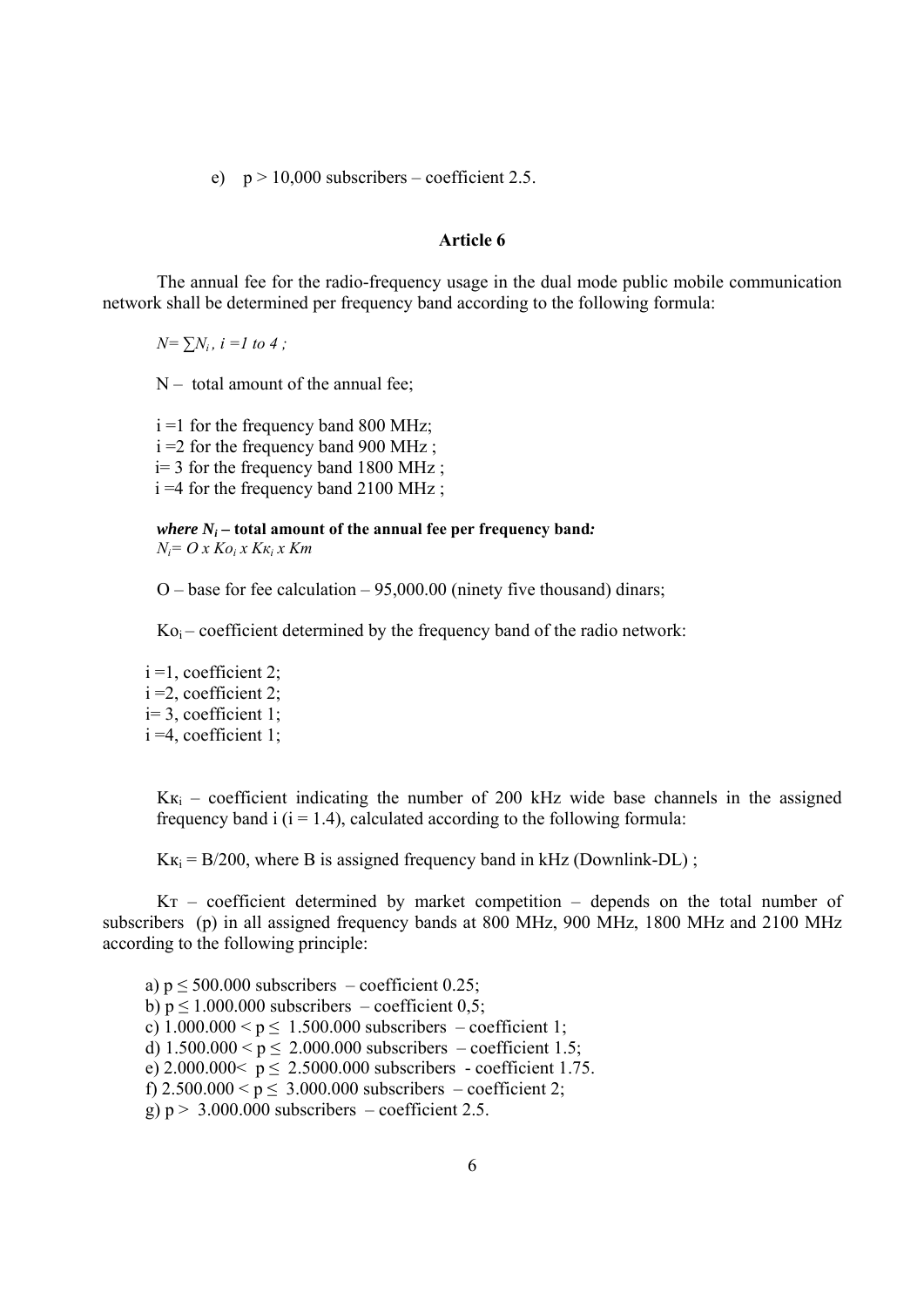e) $p > 10{,}000$ subscribers – coefficient 2.5.

**Article 6**

The annual fee for the radio-frequency usage in the dual mode public mobile communication network shall be determined per frequency band according to the following formula:

$N = \sum N_i$, $i = 1$ to $4$ ;

N – total amount of the annual fee;

i =1 for the frequency band 800 MHz;
i =2 for the frequency band 900 MHz ;
i= 3 for the frequency band 1800 MHz ;
i =4 for the frequency band 2100 MHz ;

***where $N_i$* – total amount of the annual fee per frequency band*:***
$N_i = O \times Ko_i \times K\kappa_i \times Km$

O – base for fee calculation – 95,000.00 (ninety five thousand) dinars;

$Ko_i$ – coefficient determined by the frequency band of the radio network:

i =1, coefficient 2;
i =2, coefficient 2;
i= 3, coefficient 1;
i =4, coefficient 1;

$K\kappa_i$ – coefficient indicating the number of 200 kHz wide base channels in the assigned frequency band i (i = 1.4), calculated according to the following formula:

$K\kappa_i = B/200$, where B is assigned frequency band in kHz (Downlink-DL) ;

$K_T$ – coefficient determined by market competition – depends on the total number of subscribers (p) in all assigned frequency bands at 800 MHz, 900 MHz, 1800 MHz and 2100 MHz according to the following principle:

a) $p \leq 500.000$ subscribers – coefficient 0.25;
b) $p \leq 1.000.000$ subscribers – coefficient 0,5;
c) $1.000.000 < p \leq 1.500.000$ subscribers – coefficient 1;
d) $1.500.000 < p \leq 2.000.000$ subscribers – coefficient 1.5;
e) $2.000.000 < p \leq 2.5000.000$ subscribers - coefficient 1.75.
f) $2.500.000 < p \leq 3.000.000$ subscribers – coefficient 2;
g) $p > 3.000.000$ subscribers – coefficient 2.5.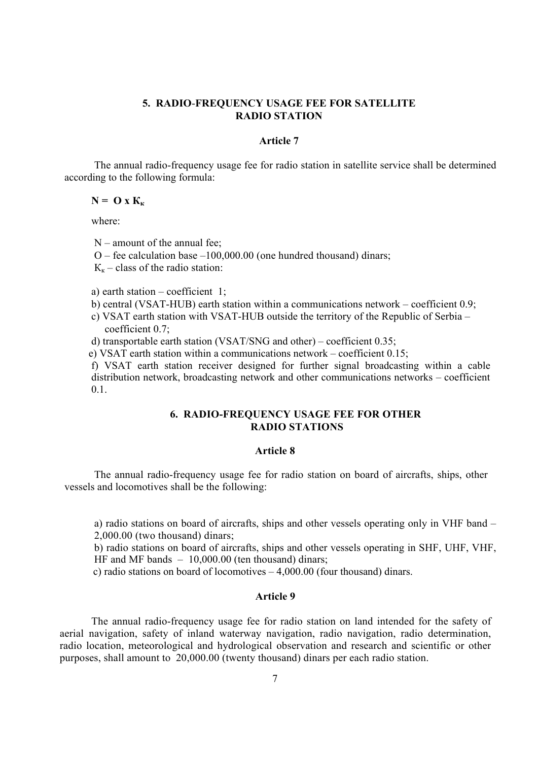## 5. RADIO-FREQUENCY USAGE FEE FOR SATELLITE RADIO STATION

### Article 7

The annual radio-frequency usage fee for radio station in satellite service shall be determined according to the following formula:

**$N = O \times K_к$**

where:

N – amount of the annual fee;
O – fee calculation base –100,000.00 (one hundred thousand) dinars;
$K_к$ – class of the radio station:

a) earth station – coefficient 1;
b) central (VSAT-HUB) earth station within a communications network – coefficient 0.9;
c) VSAT earth station with VSAT-HUB outside the territory of the Republic of Serbia – coefficient 0.7;
d) transportable earth station (VSAT/SNG and other) – coefficient 0.35;
e) VSAT earth station within a communications network – coefficient 0.15;
f) VSAT earth station receiver designed for further signal broadcasting within a cable distribution network, broadcasting network and other communications networks – coefficient 0.1.

## 6. RADIO-FREQUENCY USAGE FEE FOR OTHER RADIO STATIONS

### Article 8

The annual radio-frequency usage fee for radio station on board of aircrafts, ships, other vessels and locomotives shall be the following:

a) radio stations on board of aircrafts, ships and other vessels operating only in VHF band – 2,000.00 (two thousand) dinars;
b) radio stations on board of aircrafts, ships and other vessels operating in SHF, UHF, VHF, HF and MF bands – 10,000.00 (ten thousand) dinars;
c) radio stations on board of locomotives – 4,000.00 (four thousand) dinars.

### Article 9

The annual radio-frequency usage fee for radio station on land intended for the safety of aerial navigation, safety of inland waterway navigation, radio navigation, radio determination, radio location, meteorological and hydrological observation and research and scientific or other purposes, shall amount to 20,000.00 (twenty thousand) dinars per each radio station.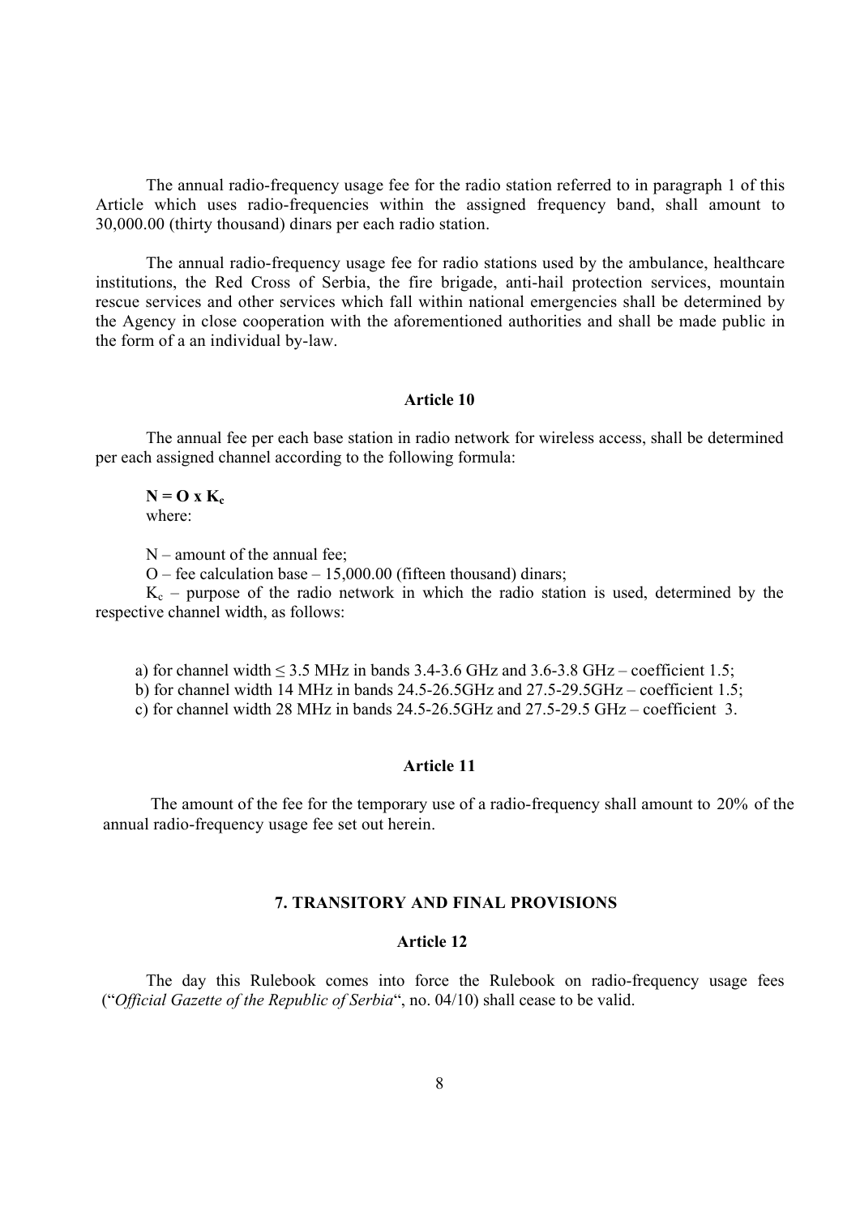The annual radio-frequency usage fee for the radio station referred to in paragraph 1 of this Article which uses radio-frequencies within the assigned frequency band, shall amount to 30,000.00 (thirty thousand) dinars per each radio station.

The annual radio-frequency usage fee for radio stations used by the ambulance, healthcare institutions, the Red Cross of Serbia, the fire brigade, anti-hail protection services, mountain rescue services and other services which fall within national emergencies shall be determined by the Agency in close cooperation with the aforementioned authorities and shall be made public in the form of a an individual by-law.

**Article 10**

The annual fee per each base station in radio network for wireless access, shall be determined per each assigned channel according to the following formula:

$$N = O \times K_c$$

where:

N – amount of the annual fee;

O – fee calculation base – 15,000.00 (fifteen thousand) dinars;

$K_c$ – purpose of the radio network in which the radio station is used, determined by the respective channel width, as follows:

a) for channel width ≤ 3.5 MHz in bands 3.4-3.6 GHz and 3.6-3.8 GHz – coefficient 1.5;

b) for channel width 14 MHz in bands 24.5-26.5GHz and 27.5-29.5GHz – coefficient 1.5;

c) for channel width 28 MHz in bands 24.5-26.5GHz and 27.5-29.5 GHz – coefficient 3.

**Article 11**

The amount of the fee for the temporary use of a radio-frequency shall amount to 20% of the annual radio-frequency usage fee set out herein.

## 7. TRANSITORY AND FINAL PROVISIONS

**Article 12**

The day this Rulebook comes into force the Rulebook on radio-frequency usage fees ("*Official Gazette of the Republic of Serbia*", no. 04/10) shall cease to be valid.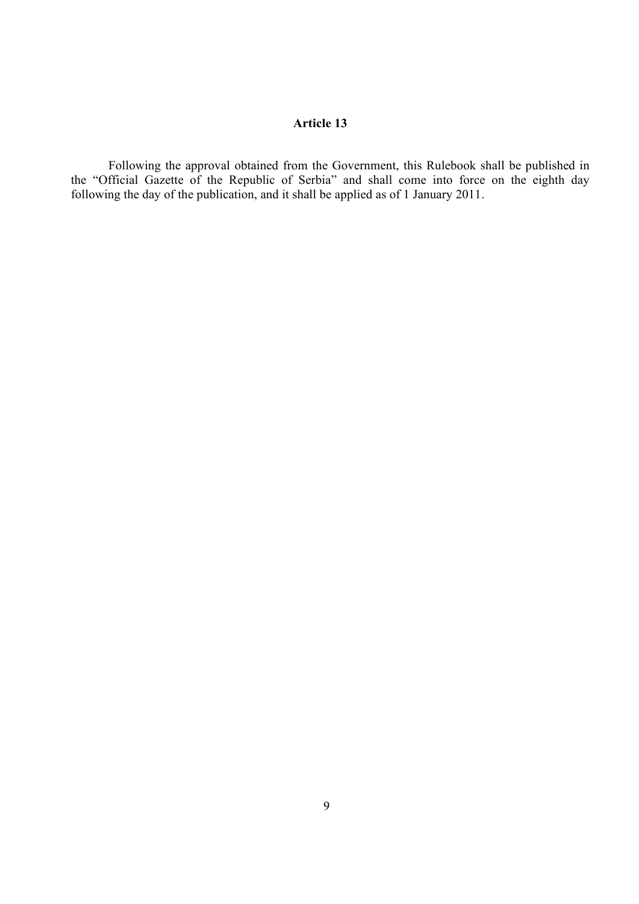## Article 13

Following the approval obtained from the Government, this Rulebook shall be published in the "Official Gazette of the Republic of Serbia" and shall come into force on the eighth day following the day of the publication, and it shall be applied as of 1 January 2011.